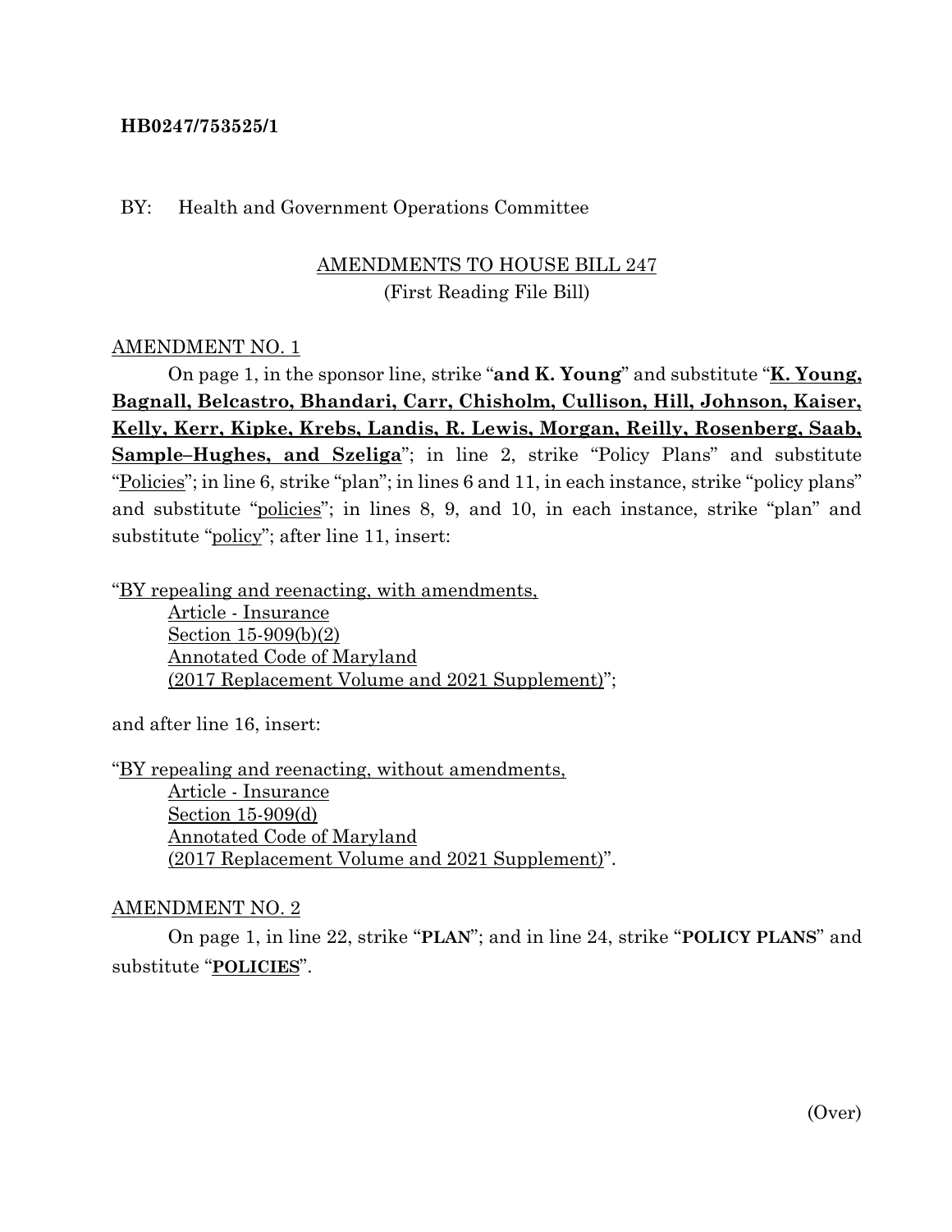**HB0247/753525/1**

BY: Health and Government Operations Committee

AMENDMENTS TO HOUSE BILL 247
(First Reading File Bill)

AMENDMENT NO. 1

On page 1, in the sponsor line, strike "**and K. Young**" and substitute "**K. Young, Bagnall, Belcastro, Bhandari, Carr, Chisholm, Cullison, Hill, Johnson, Kaiser, Kelly, Kerr, Kipke, Krebs, Landis, R. Lewis, Morgan, Reilly, Rosenberg, Saab, Sample–Hughes, and Szeliga**"; in line 2, strike "Policy Plans" and substitute "Policies"; in line 6, strike "plan"; in lines 6 and 11, in each instance, strike "policy plans" and substitute "policies"; in lines 8, 9, and 10, in each instance, strike "plan" and substitute "policy"; after line 11, insert:

"BY repealing and reenacting, with amendments,
Article - Insurance
Section 15-909(b)(2)
Annotated Code of Maryland
(2017 Replacement Volume and 2021 Supplement)";

and after line 16, insert:

"BY repealing and reenacting, without amendments,
Article - Insurance
Section 15-909(d)
Annotated Code of Maryland
(2017 Replacement Volume and 2021 Supplement)".

AMENDMENT NO. 2

On page 1, in line 22, strike "**PLAN**"; and in line 24, strike "**POLICY PLANS**" and substitute "**POLICIES**".

(Over)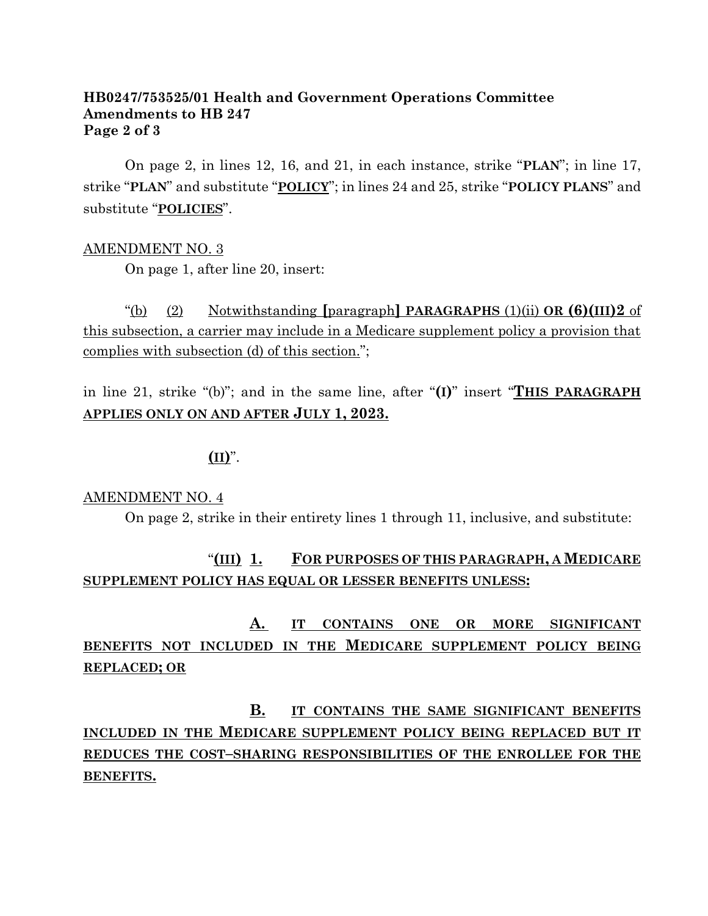**HB0247/753525/01 Health and Government Operations Committee**
**Amendments to HB 247**

On page 2, in lines 12, 16, and 21, in each instance, strike "**PLAN**"; in line 17, strike "**PLAN**" and substitute "**POLICY**"; in lines 24 and 25, strike "**POLICY PLANS**" and substitute "**POLICIES**".

AMENDMENT NO. 3

On page 1, after line 20, insert:

"(b) (2) Notwithstanding **[**paragraph**]** **PARAGRAPHS** (1)(ii) **OR (6)(III)2** of this subsection, a carrier may include in a Medicare supplement policy a provision that complies with subsection (d) of this section.";

in line 21, strike "(b)"; and in the same line, after "**(I)**" insert "**THIS PARAGRAPH APPLIES ONLY ON AND AFTER JULY 1, 2023.**

**(II)**".

AMENDMENT NO. 4

On page 2, strike in their entirety lines 1 through 11, inclusive, and substitute:

"**(III) 1. FOR PURPOSES OF THIS PARAGRAPH, A MEDICARE SUPPLEMENT POLICY HAS EQUAL OR LESSER BENEFITS UNLESS:**

**A. IT CONTAINS ONE OR MORE SIGNIFICANT BENEFITS NOT INCLUDED IN THE MEDICARE SUPPLEMENT POLICY BEING REPLACED; OR**

**B. IT CONTAINS THE SAME SIGNIFICANT BENEFITS INCLUDED IN THE MEDICARE SUPPLEMENT POLICY BEING REPLACED BUT IT REDUCES THE COST–SHARING RESPONSIBILITIES OF THE ENROLLEE FOR THE BENEFITS.**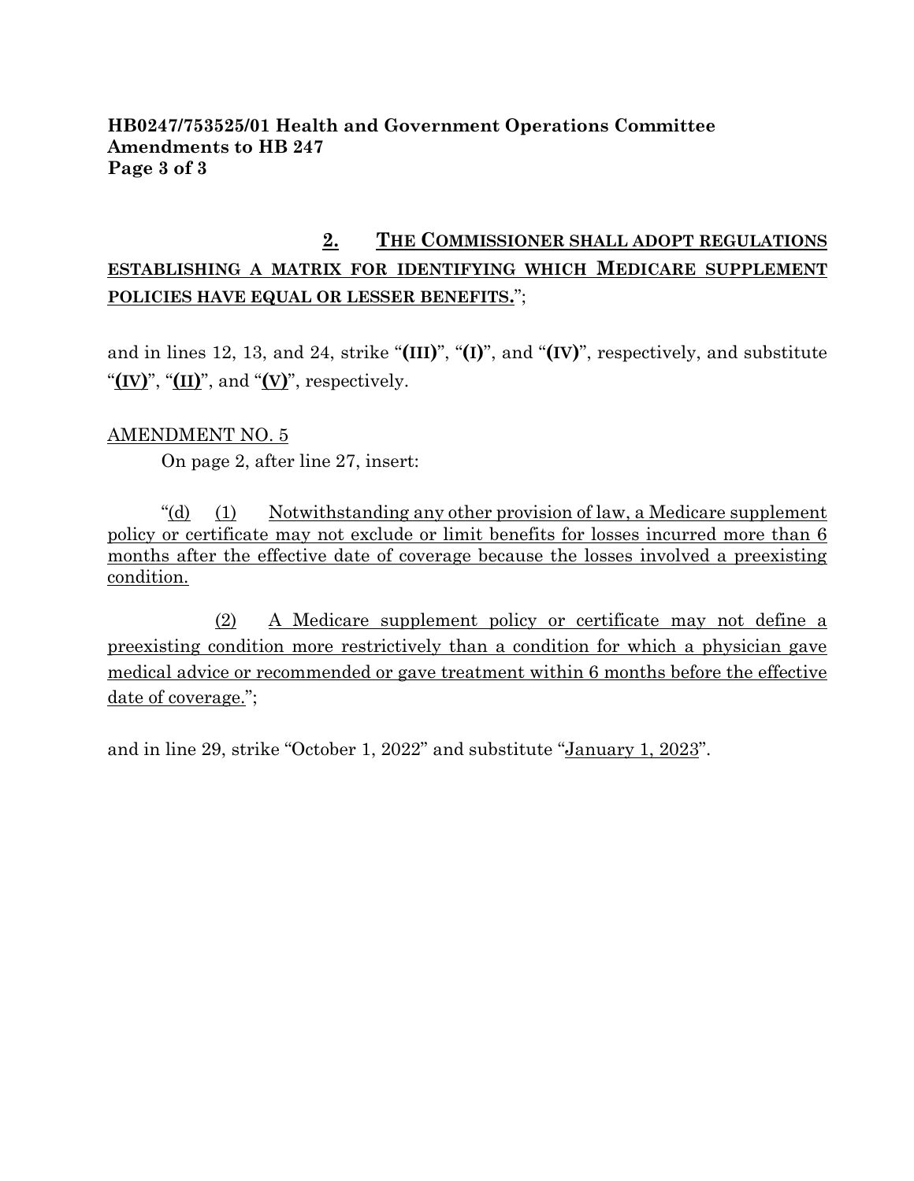**HB0247/753525/01 Health and Government Operations Committee**
**Amendments to HB 247**

**2. THE COMMISSIONER SHALL ADOPT REGULATIONS ESTABLISHING A MATRIX FOR IDENTIFYING WHICH MEDICARE SUPPLEMENT POLICIES HAVE EQUAL OR LESSER BENEFITS.**";

and in lines 12, 13, and 24, strike "**(III)**", "**(I)**", and "**(IV)**", respectively, and substitute "**(IV)**", "**(II)**", and "**(V)**", respectively.

AMENDMENT NO. 5

On page 2, after line 27, insert:

"(d) (1) Notwithstanding any other provision of law, a Medicare supplement policy or certificate may not exclude or limit benefits for losses incurred more than 6 months after the effective date of coverage because the losses involved a preexisting condition.

(2) A Medicare supplement policy or certificate may not define a preexisting condition more restrictively than a condition for which a physician gave medical advice or recommended or gave treatment within 6 months before the effective date of coverage.";

and in line 29, strike "October 1, 2022" and substitute "January 1, 2023".